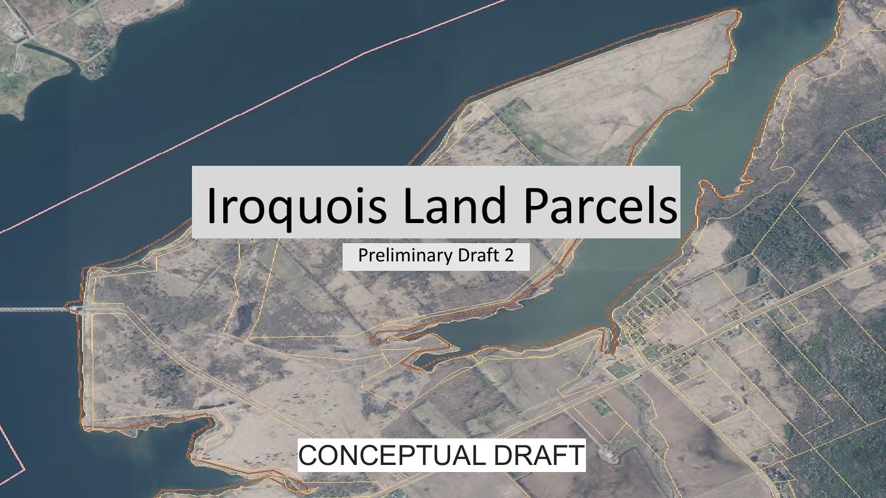# Iroquois Land Parcels

Preliminary Draft 2

CONCEPTUAL DRAFT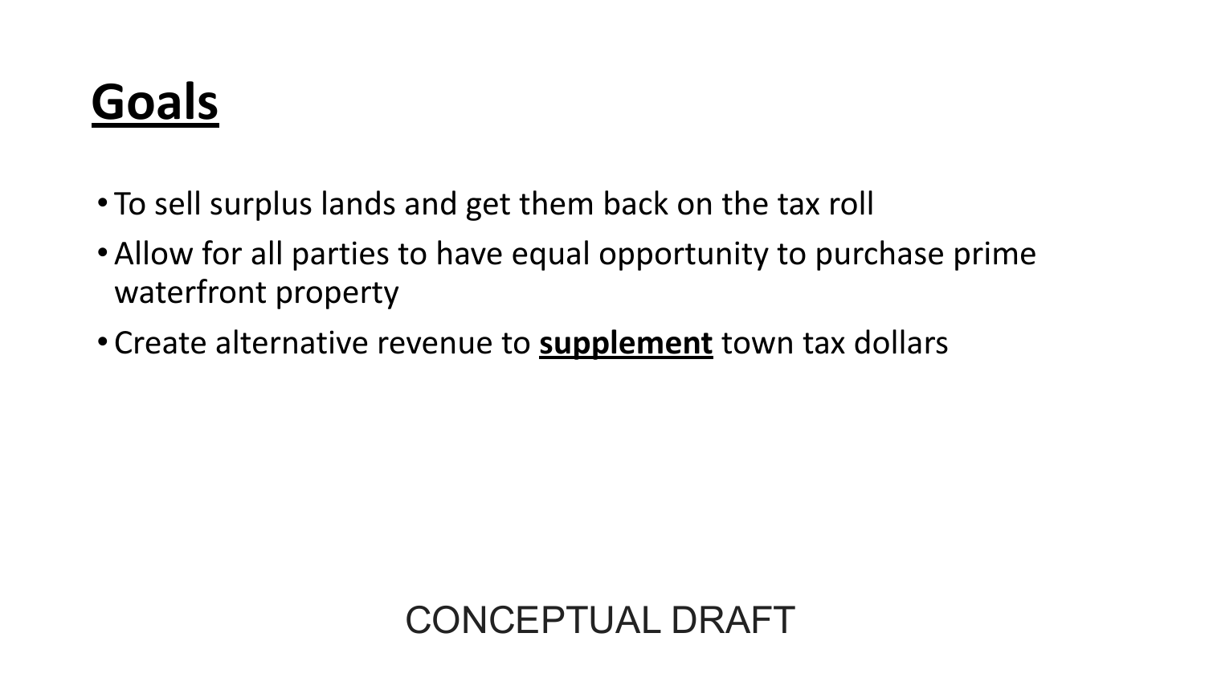# Goals

- To sell surplus lands and get them back on the tax roll
- Allow for all parties to have equal opportunity to purchase prime waterfront property
- Create alternative revenue to **supplement** town tax dollars

CONCEPTUAL DRAFT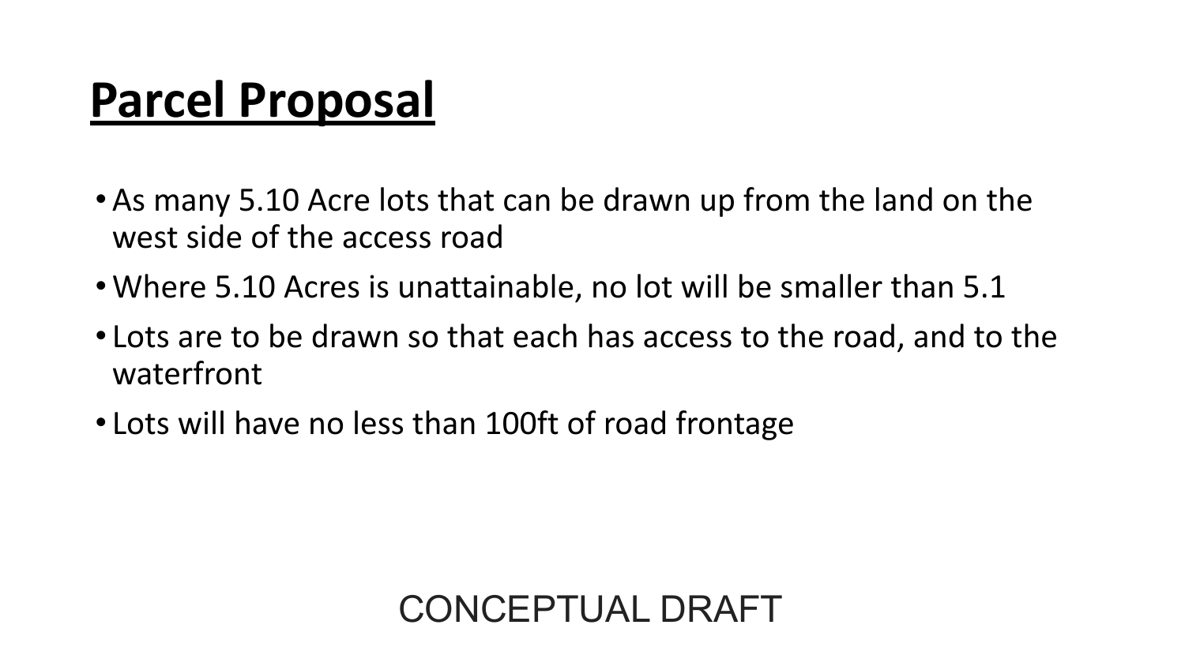# Parcel Proposal

- As many 5.10 Acre lots that can be drawn up from the land on the west side of the access road
- Where 5.10 Acres is unattainable, no lot will be smaller than 5.1
- Lots are to be drawn so that each has access to the road, and to the waterfront
- Lots will have no less than 100ft of road frontage

CONCEPTUAL DRAFT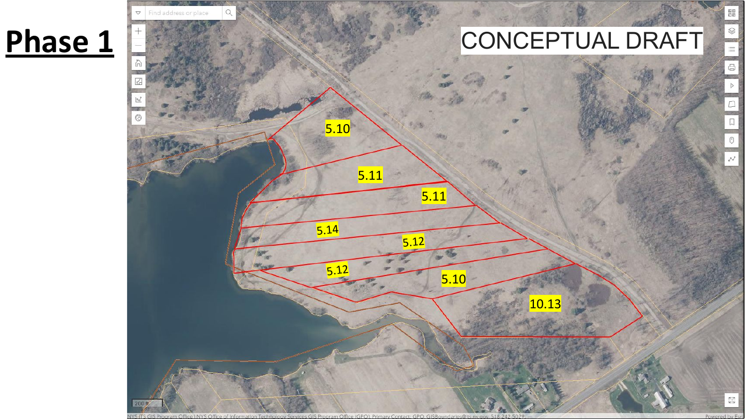# Phase 1

CONCEPTUAL DRAFT

5.10

5.11

5.11

5.14

5.12

5.12

5.10

10.13

200 ft

NYS ITS GIS Program Office | NYS Office of Information Technology Services GIS Program Office (GPO), Primary Contact: GPO_GISBoundaries@its.ny.gov, 518-242-5029

Powered by Esri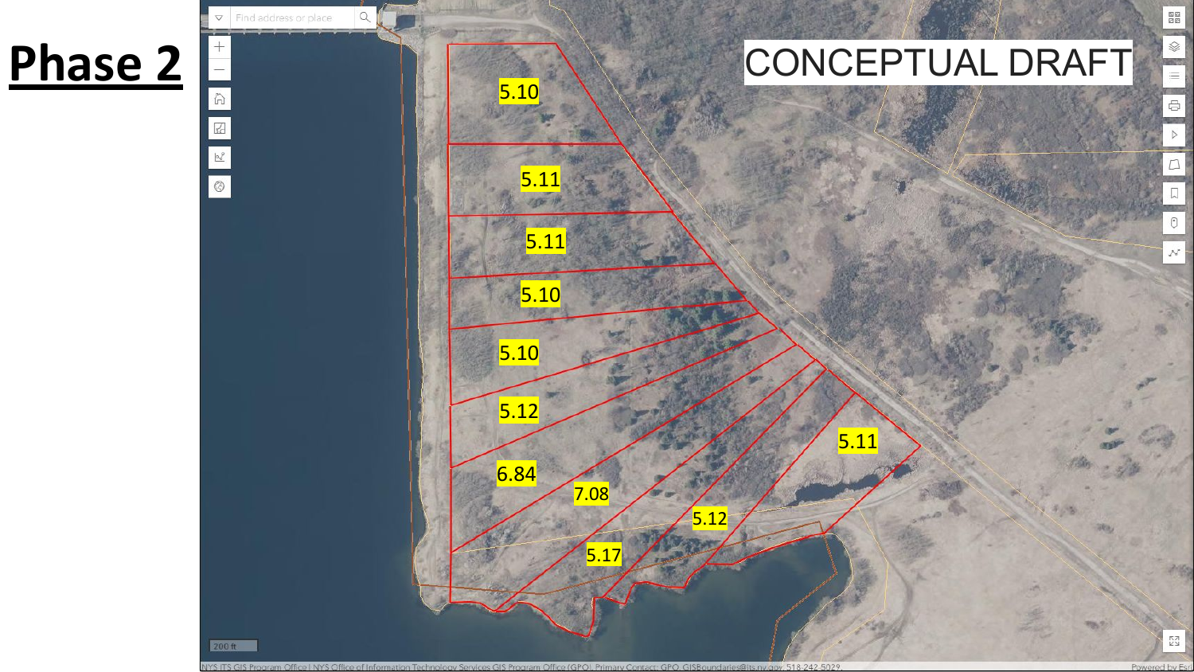# Phase 2

CONCEPTUAL DRAFT

5.10

5.11

5.11

5.10

5.10

5.12

6.84

7.08

5.12

5.17

5.11

200 ft

NYS ITS GIS Program Office | NYS Office of Information Technology Services GIS Program Office (GPO), Primary Contact: GPO, GISBoundaries@its.ny.gov, 518-242-5029.

Powered by Esri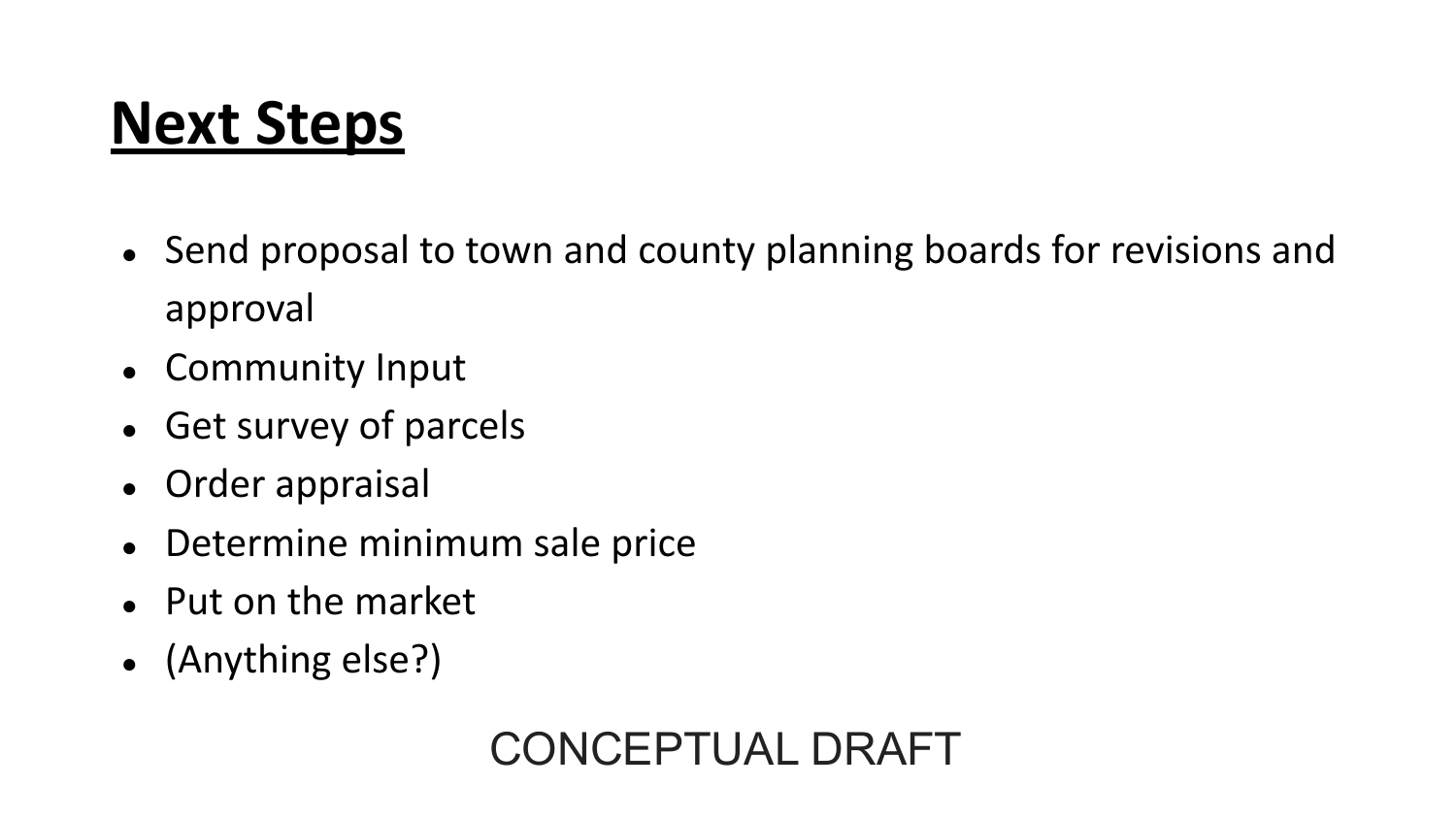# Next Steps

- Send proposal to town and county planning boards for revisions and approval
- Community Input
- Get survey of parcels
- Order appraisal
- Determine minimum sale price
- Put on the market
- (Anything else?)

CONCEPTUAL DRAFT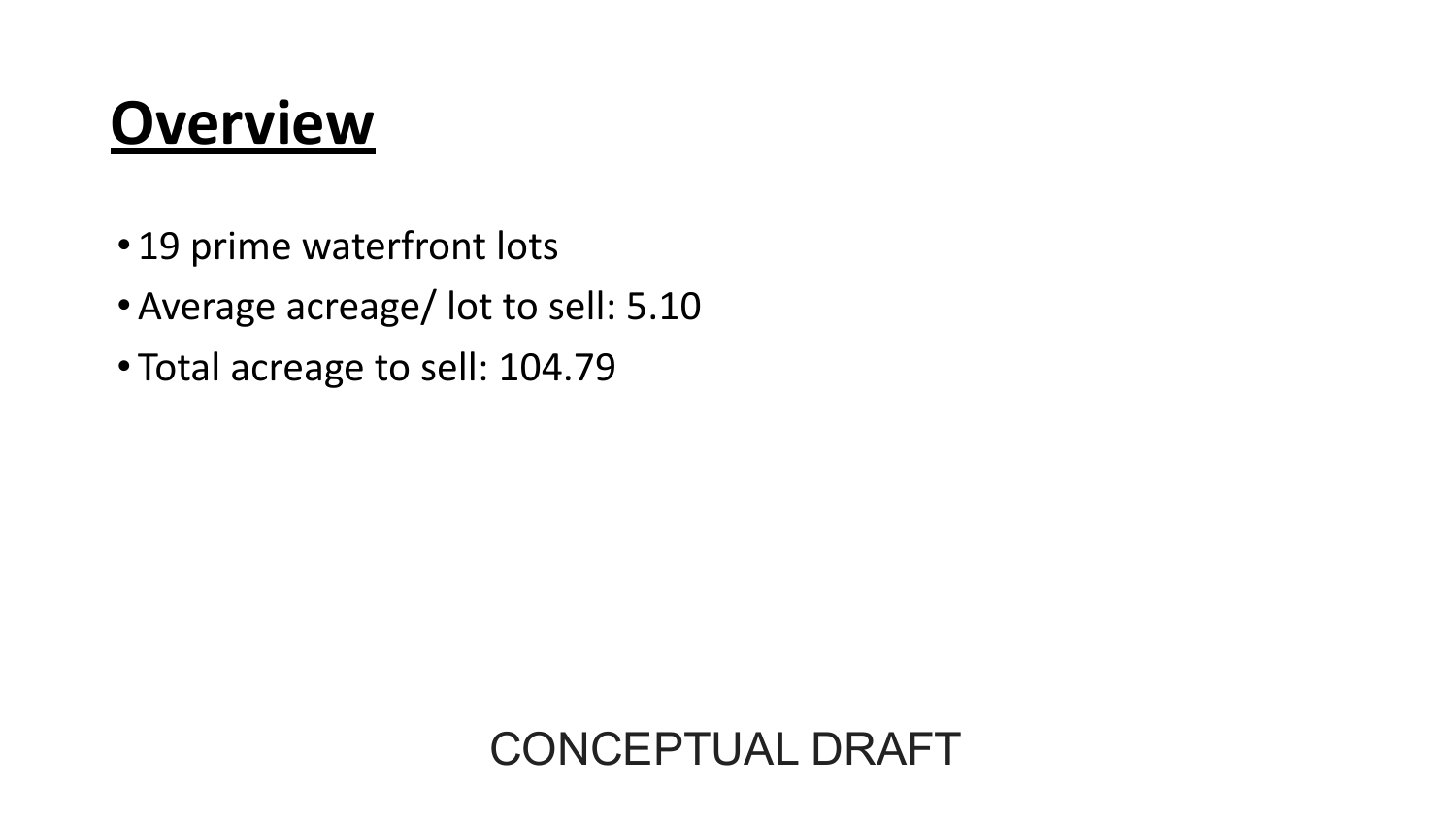# **Overview**

- 19 prime waterfront lots
- Average acreage/ lot to sell: 5.10
- Total acreage to sell: 104.79

CONCEPTUAL DRAFT